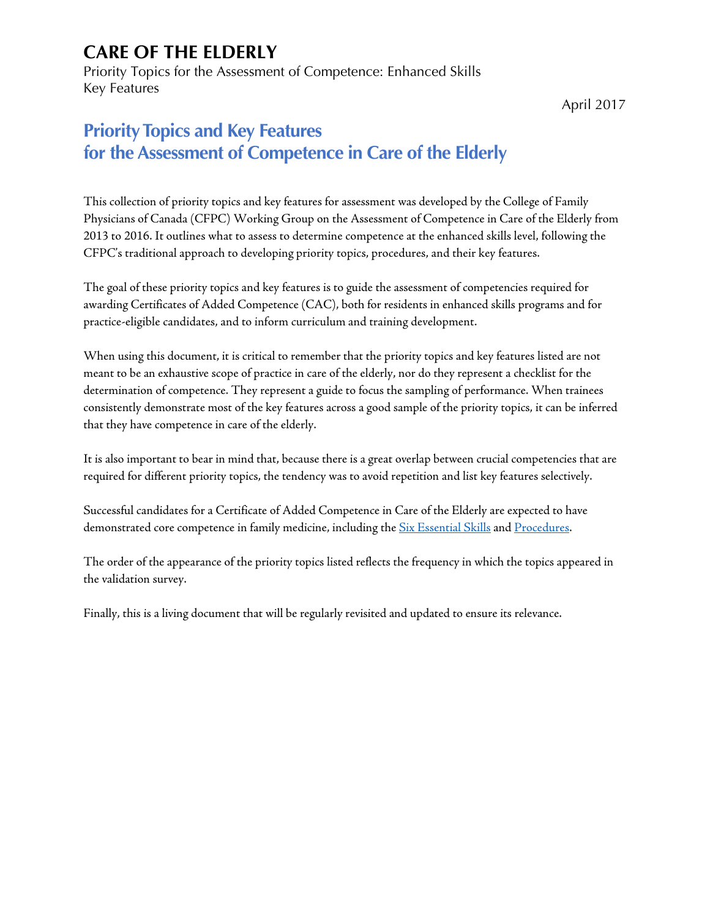# CARE OF THE ELDERLY

Priority Topics for the Assessment of Competence: Enhanced Skills
Key Features

April 2017

## Priority Topics and Key Features for the Assessment of Competence in Care of the Elderly

This collection of priority topics and key features for assessment was developed by the College of Family Physicians of Canada (CFPC) Working Group on the Assessment of Competence in Care of the Elderly from 2013 to 2016. It outlines what to assess to determine competence at the enhanced skills level, following the CFPC's traditional approach to developing priority topics, procedures, and their key features.

The goal of these priority topics and key features is to guide the assessment of competencies required for awarding Certificates of Added Competence (CAC), both for residents in enhanced skills programs and for practice-eligible candidates, and to inform curriculum and training development.

When using this document, it is critical to remember that the priority topics and key features listed are not meant to be an exhaustive scope of practice in care of the elderly, nor do they represent a checklist for the determination of competence. They represent a guide to focus the sampling of performance. When trainees consistently demonstrate most of the key features across a good sample of the priority topics, it can be inferred that they have competence in care of the elderly.

It is also important to bear in mind that, because there is a great overlap between crucial competencies that are required for different priority topics, the tendency was to avoid repetition and list key features selectively.

Successful candidates for a Certificate of Added Competence in Care of the Elderly are expected to have demonstrated core competence in family medicine, including the Six Essential Skills and Procedures.

The order of the appearance of the priority topics listed reflects the frequency in which the topics appeared in the validation survey.

Finally, this is a living document that will be regularly revisited and updated to ensure its relevance.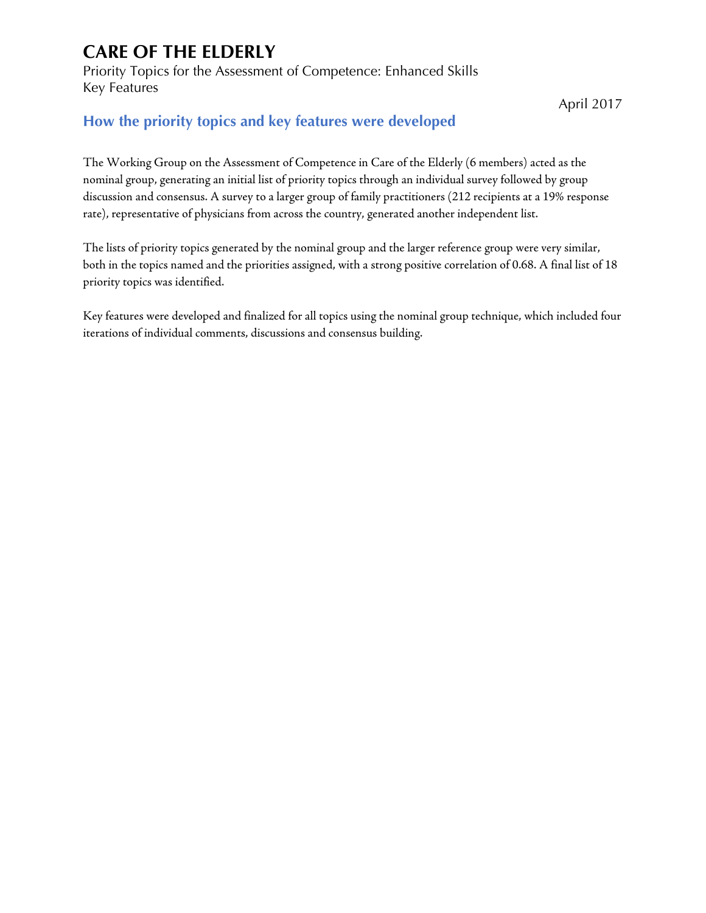# CARE OF THE ELDERLY

Priority Topics for the Assessment of Competence: Enhanced Skills
Key Features

April 2017

## How the priority topics and key features were developed

The Working Group on the Assessment of Competence in Care of the Elderly (6 members) acted as the nominal group, generating an initial list of priority topics through an individual survey followed by group discussion and consensus. A survey to a larger group of family practitioners (212 recipients at a 19% response rate), representative of physicians from across the country, generated another independent list.

The lists of priority topics generated by the nominal group and the larger reference group were very similar, both in the topics named and the priorities assigned, with a strong positive correlation of 0.68. A final list of 18 priority topics was identified.

Key features were developed and finalized for all topics using the nominal group technique, which included four iterations of individual comments, discussions and consensus building.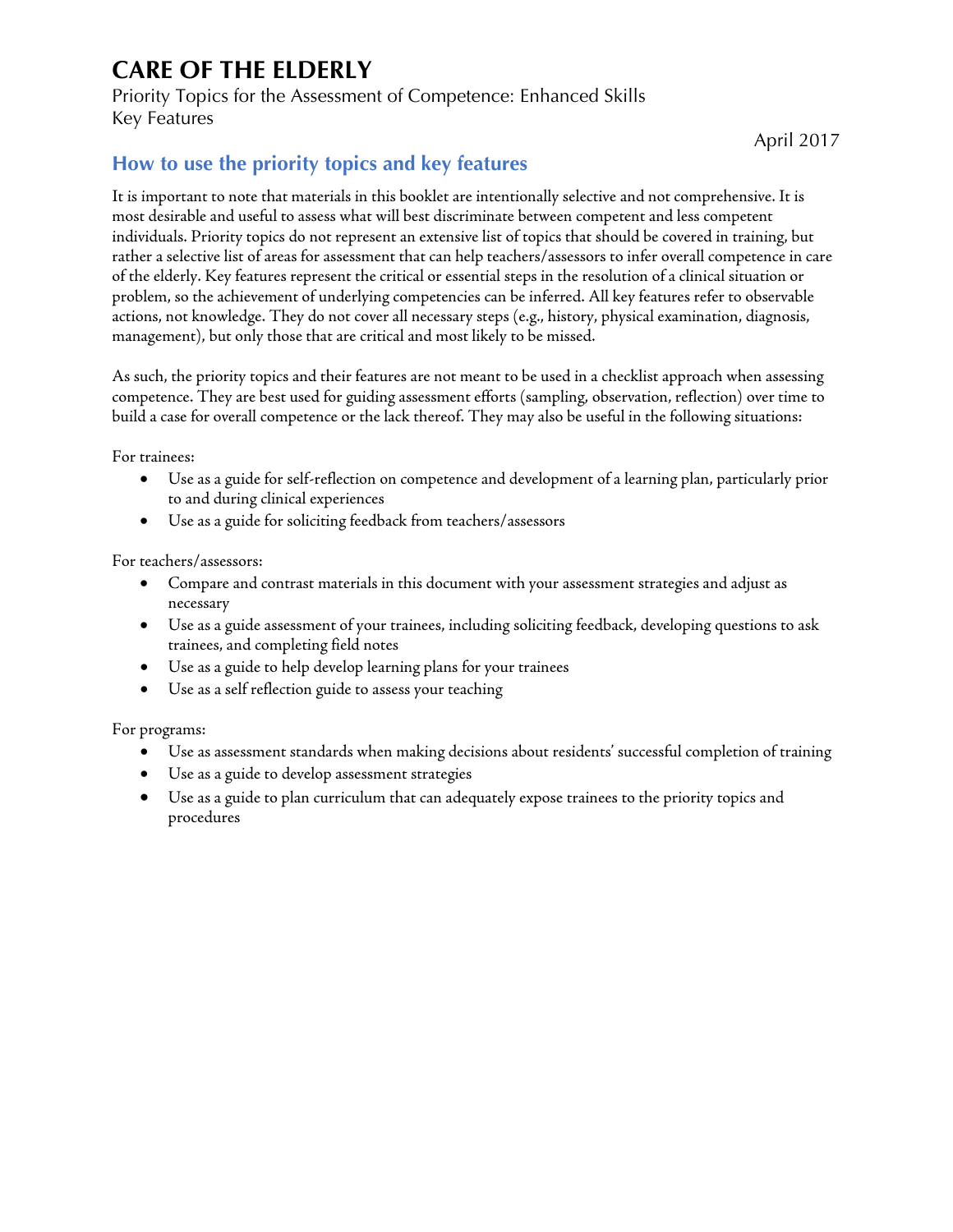# CARE OF THE ELDERLY

Priority Topics for the Assessment of Competence: Enhanced Skills
Key Features

April 2017

## How to use the priority topics and key features

It is important to note that materials in this booklet are intentionally selective and not comprehensive. It is most desirable and useful to assess what will best discriminate between competent and less competent individuals. Priority topics do not represent an extensive list of topics that should be covered in training, but rather a selective list of areas for assessment that can help teachers/assessors to infer overall competence in care of the elderly. Key features represent the critical or essential steps in the resolution of a clinical situation or problem, so the achievement of underlying competencies can be inferred. All key features refer to observable actions, not knowledge. They do not cover all necessary steps (e.g., history, physical examination, diagnosis, management), but only those that are critical and most likely to be missed.

As such, the priority topics and their features are not meant to be used in a checklist approach when assessing competence. They are best used for guiding assessment efforts (sampling, observation, reflection) over time to build a case for overall competence or the lack thereof. They may also be useful in the following situations:

For trainees:

- Use as a guide for self-reflection on competence and development of a learning plan, particularly prior to and during clinical experiences
- Use as a guide for soliciting feedback from teachers/assessors

For teachers/assessors:

- Compare and contrast materials in this document with your assessment strategies and adjust as necessary
- Use as a guide assessment of your trainees, including soliciting feedback, developing questions to ask trainees, and completing field notes
- Use as a guide to help develop learning plans for your trainees
- Use as a self reflection guide to assess your teaching

For programs:

- Use as assessment standards when making decisions about residents' successful completion of training
- Use as a guide to develop assessment strategies
- Use as a guide to plan curriculum that can adequately expose trainees to the priority topics and procedures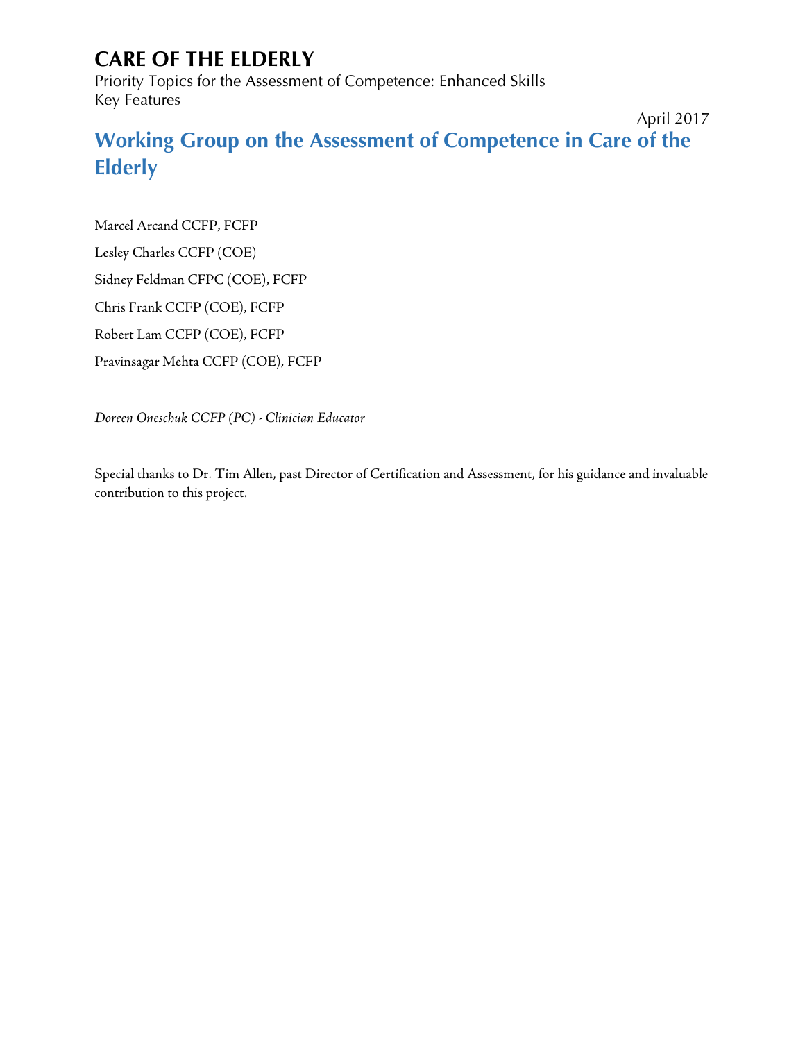# CARE OF THE ELDERLY

Priority Topics for the Assessment of Competence: Enhanced Skills
Key Features

April 2017

## Working Group on the Assessment of Competence in Care of the Elderly

Marcel Arcand CCFP, FCFP

Lesley Charles CCFP (COE)

Sidney Feldman CFPC (COE), FCFP

Chris Frank CCFP (COE), FCFP

Robert Lam CCFP (COE), FCFP

Pravinsagar Mehta CCFP (COE), FCFP

*Doreen Oneschuk CCFP (PC) - Clinician Educator*

Special thanks to Dr. Tim Allen, past Director of Certification and Assessment, for his guidance and invaluable contribution to this project.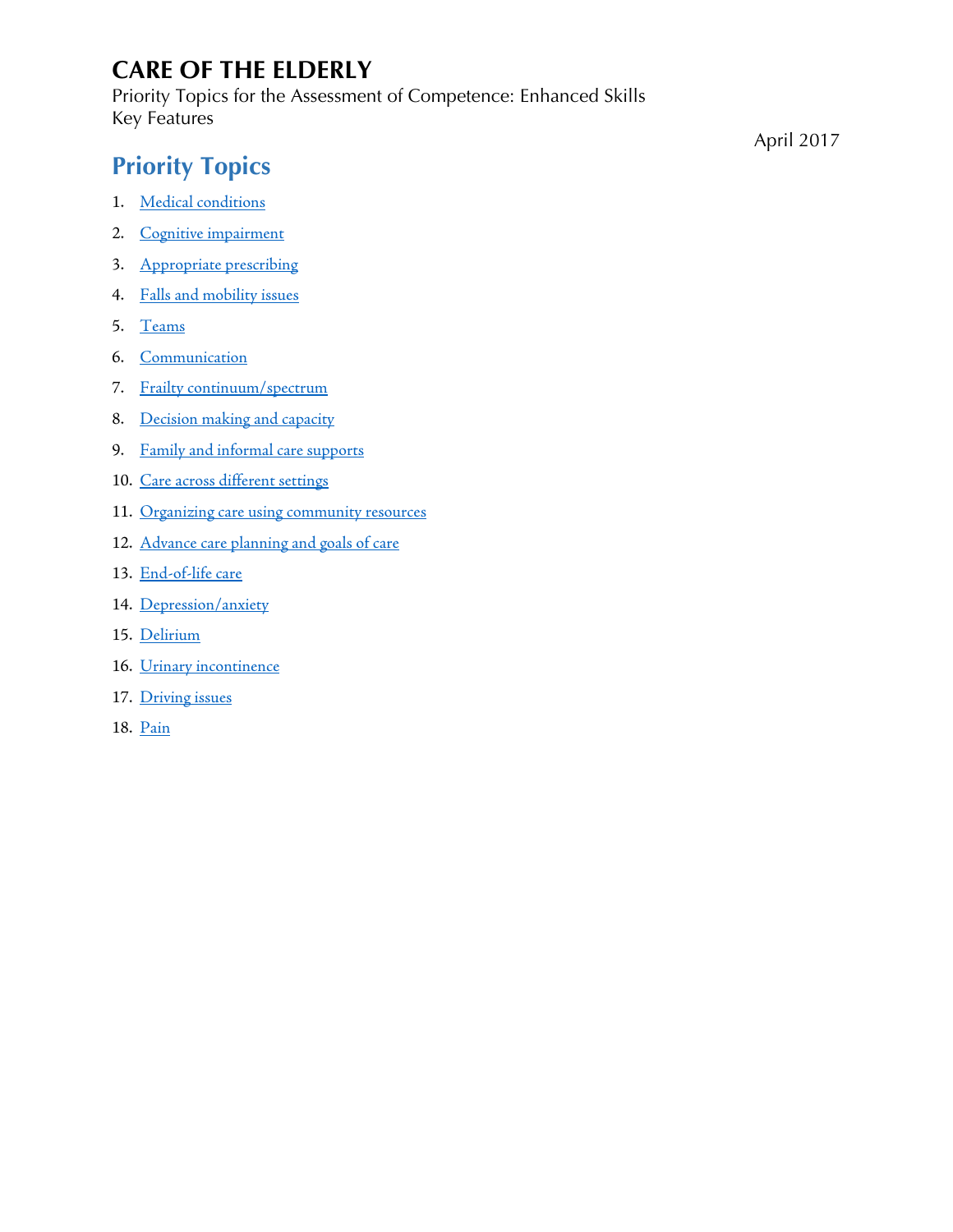# CARE OF THE ELDERLY

Priority Topics for the Assessment of Competence: Enhanced Skills
Key Features

April 2017

## Priority Topics

1. Medical conditions
2. Cognitive impairment
3. Appropriate prescribing
4. Falls and mobility issues
5. Teams
6. Communication
7. Frailty continuum/spectrum
8. Decision making and capacity
9. Family and informal care supports
10. Care across different settings
11. Organizing care using community resources
12. Advance care planning and goals of care
13. End-of-life care
14. Depression/anxiety
15. Delirium
16. Urinary incontinence
17. Driving issues
18. Pain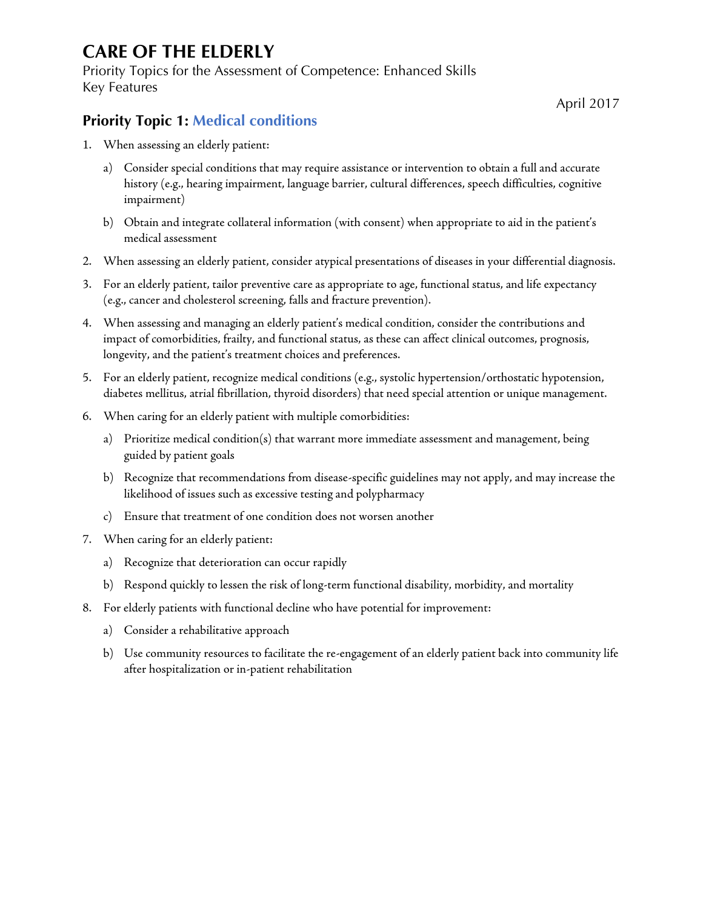# CARE OF THE ELDERLY

Priority Topics for the Assessment of Competence: Enhanced Skills
Key Features

April 2017

## Priority Topic 1: Medical conditions

1. When assessing an elderly patient:
   a) Consider special conditions that may require assistance or intervention to obtain a full and accurate history (e.g., hearing impairment, language barrier, cultural differences, speech difficulties, cognitive impairment)
   b) Obtain and integrate collateral information (with consent) when appropriate to aid in the patient's medical assessment
2. When assessing an elderly patient, consider atypical presentations of diseases in your differential diagnosis.
3. For an elderly patient, tailor preventive care as appropriate to age, functional status, and life expectancy (e.g., cancer and cholesterol screening, falls and fracture prevention).
4. When assessing and managing an elderly patient's medical condition, consider the contributions and impact of comorbidities, frailty, and functional status, as these can affect clinical outcomes, prognosis, longevity, and the patient's treatment choices and preferences.
5. For an elderly patient, recognize medical conditions (e.g., systolic hypertension/orthostatic hypotension, diabetes mellitus, atrial fibrillation, thyroid disorders) that need special attention or unique management.
6. When caring for an elderly patient with multiple comorbidities:
   a) Prioritize medical condition(s) that warrant more immediate assessment and management, being guided by patient goals
   b) Recognize that recommendations from disease-specific guidelines may not apply, and may increase the likelihood of issues such as excessive testing and polypharmacy
   c) Ensure that treatment of one condition does not worsen another
7. When caring for an elderly patient:
   a) Recognize that deterioration can occur rapidly
   b) Respond quickly to lessen the risk of long-term functional disability, morbidity, and mortality
8. For elderly patients with functional decline who have potential for improvement:
   a) Consider a rehabilitative approach
   b) Use community resources to facilitate the re-engagement of an elderly patient back into community life after hospitalization or in-patient rehabilitation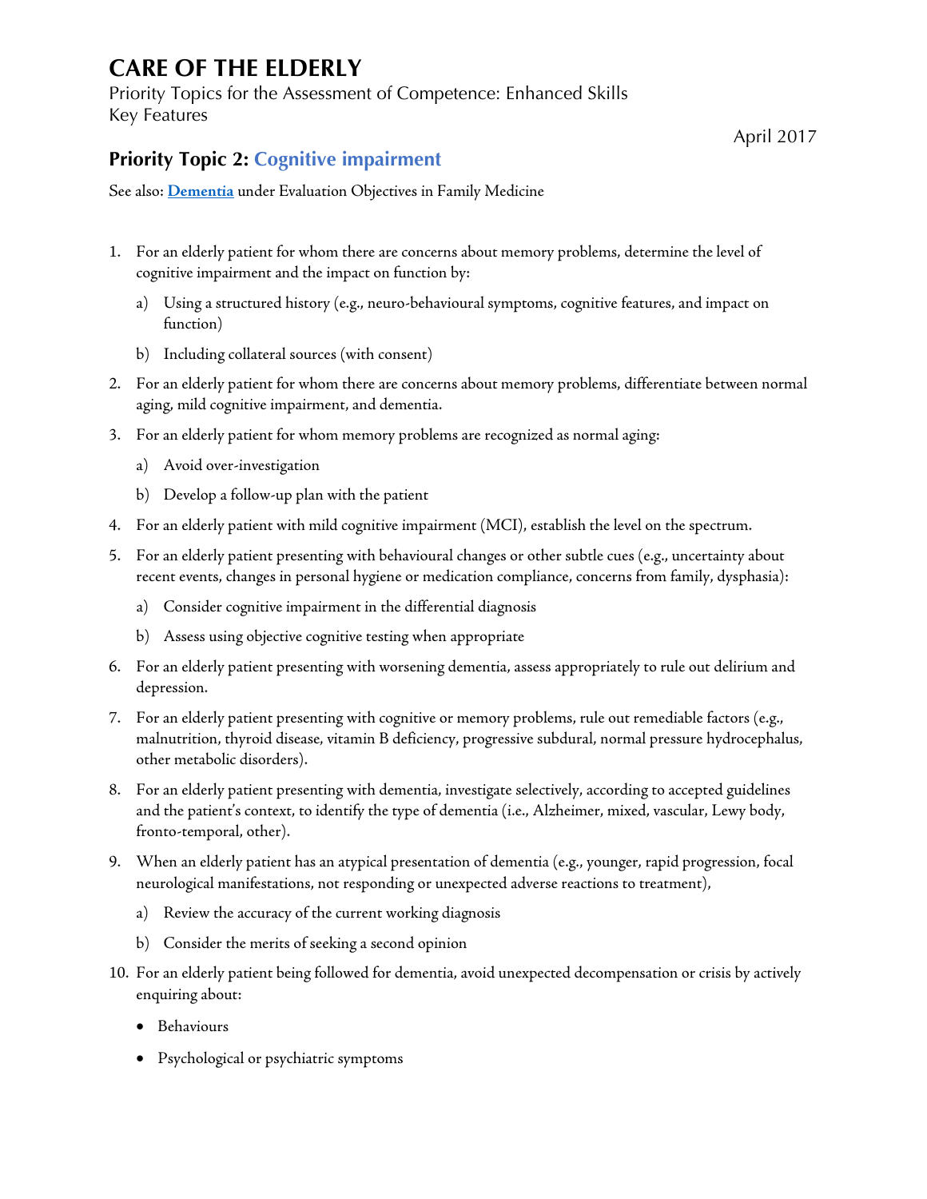# CARE OF THE ELDERLY

Priority Topics for the Assessment of Competence: Enhanced Skills
Key Features

April 2017

## Priority Topic 2: Cognitive impairment

See also: **Dementia** under Evaluation Objectives in Family Medicine

1. For an elderly patient for whom there are concerns about memory problems, determine the level of cognitive impairment and the impact on function by:
   a) Using a structured history (e.g., neuro-behavioural symptoms, cognitive features, and impact on function)
   b) Including collateral sources (with consent)
2. For an elderly patient for whom there are concerns about memory problems, differentiate between normal aging, mild cognitive impairment, and dementia.
3. For an elderly patient for whom memory problems are recognized as normal aging:
   a) Avoid over-investigation
   b) Develop a follow-up plan with the patient
4. For an elderly patient with mild cognitive impairment (MCI), establish the level on the spectrum.
5. For an elderly patient presenting with behavioural changes or other subtle cues (e.g., uncertainty about recent events, changes in personal hygiene or medication compliance, concerns from family, dysphasia):
   a) Consider cognitive impairment in the differential diagnosis
   b) Assess using objective cognitive testing when appropriate
6. For an elderly patient presenting with worsening dementia, assess appropriately to rule out delirium and depression.
7. For an elderly patient presenting with cognitive or memory problems, rule out remediable factors (e.g., malnutrition, thyroid disease, vitamin B deficiency, progressive subdural, normal pressure hydrocephalus, other metabolic disorders).
8. For an elderly patient presenting with dementia, investigate selectively, according to accepted guidelines and the patient's context, to identify the type of dementia (i.e., Alzheimer, mixed, vascular, Lewy body, fronto-temporal, other).
9. When an elderly patient has an atypical presentation of dementia (e.g., younger, rapid progression, focal neurological manifestations, not responding or unexpected adverse reactions to treatment),
   a) Review the accuracy of the current working diagnosis
   b) Consider the merits of seeking a second opinion
10. For an elderly patient being followed for dementia, avoid unexpected decompensation or crisis by actively enquiring about:
    - Behaviours
    - Psychological or psychiatric symptoms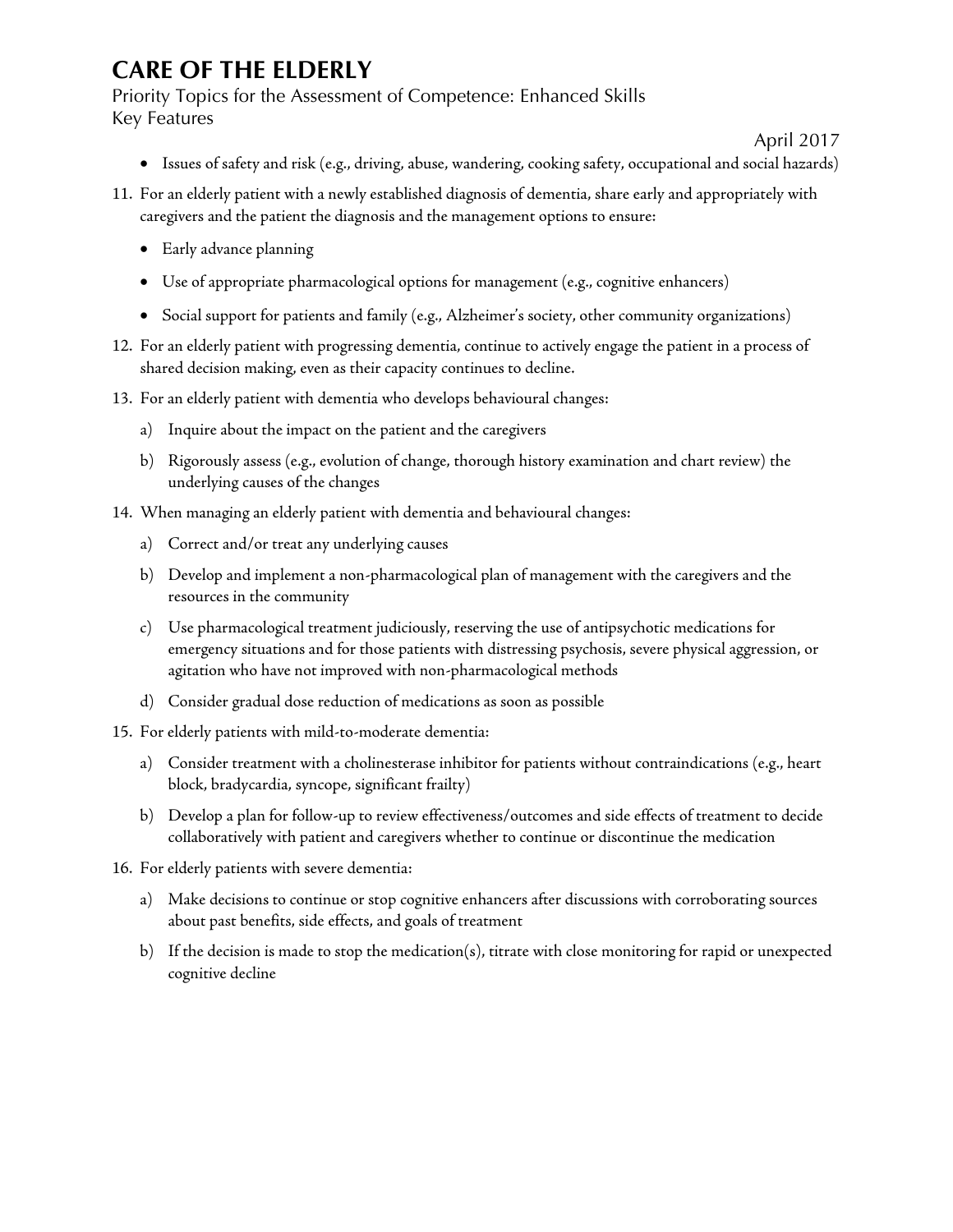- Issues of safety and risk (e.g., driving, abuse, wandering, cooking safety, occupational and social hazards)

11. For an elderly patient with a newly established diagnosis of dementia, share early and appropriately with caregivers and the patient the diagnosis and the management options to ensure:
    - Early advance planning
    - Use of appropriate pharmacological options for management (e.g., cognitive enhancers)
    - Social support for patients and family (e.g., Alzheimer's society, other community organizations)
12. For an elderly patient with progressing dementia, continue to actively engage the patient in a process of shared decision making, even as their capacity continues to decline.
13. For an elderly patient with dementia who develops behavioural changes:
    a) Inquire about the impact on the patient and the caregivers
    b) Rigorously assess (e.g., evolution of change, thorough history examination and chart review) the underlying causes of the changes
14. When managing an elderly patient with dementia and behavioural changes:
    a) Correct and/or treat any underlying causes
    b) Develop and implement a non-pharmacological plan of management with the caregivers and the resources in the community
    c) Use pharmacological treatment judiciously, reserving the use of antipsychotic medications for emergency situations and for those patients with distressing psychosis, severe physical aggression, or agitation who have not improved with non-pharmacological methods
    d) Consider gradual dose reduction of medications as soon as possible
15. For elderly patients with mild-to-moderate dementia:
    a) Consider treatment with a cholinesterase inhibitor for patients without contraindications (e.g., heart block, bradycardia, syncope, significant frailty)
    b) Develop a plan for follow-up to review effectiveness/outcomes and side effects of treatment to decide collaboratively with patient and caregivers whether to continue or discontinue the medication
16. For elderly patients with severe dementia:
    a) Make decisions to continue or stop cognitive enhancers after discussions with corroborating sources about past benefits, side effects, and goals of treatment
    b) If the decision is made to stop the medication(s), titrate with close monitoring for rapid or unexpected cognitive decline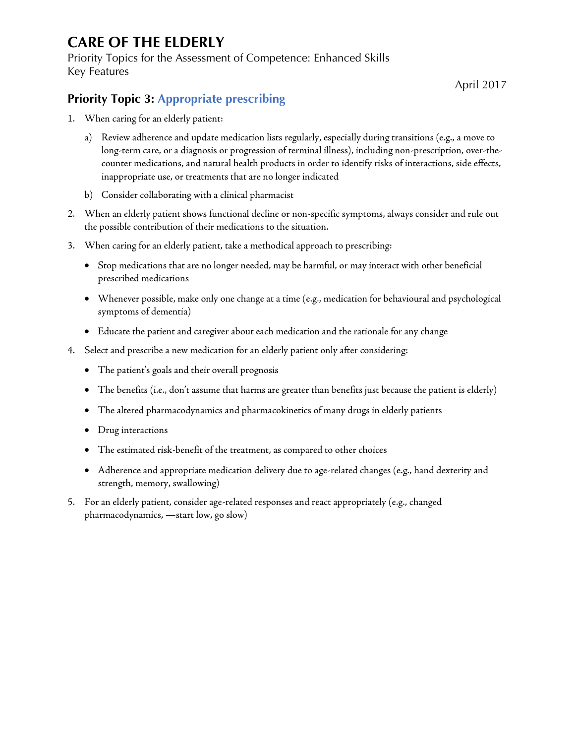# CARE OF THE ELDERLY

Priority Topics for the Assessment of Competence: Enhanced Skills
Key Features

April 2017

## Priority Topic 3: Appropriate prescribing

1. When caring for an elderly patient:

   a) Review adherence and update medication lists regularly, especially during transitions (e.g., a move to long-term care, or a diagnosis or progression of terminal illness), including non-prescription, over-the-counter medications, and natural health products in order to identify risks of interactions, side effects, inappropriate use, or treatments that are no longer indicated

   b) Consider collaborating with a clinical pharmacist

2. When an elderly patient shows functional decline or non-specific symptoms, always consider and rule out the possible contribution of their medications to the situation.

3. When caring for an elderly patient, take a methodical approach to prescribing:

   - Stop medications that are no longer needed, may be harmful, or may interact with other beneficial prescribed medications
   - Whenever possible, make only one change at a time (e.g., medication for behavioural and psychological symptoms of dementia)
   - Educate the patient and caregiver about each medication and the rationale for any change

4. Select and prescribe a new medication for an elderly patient only after considering:

   - The patient's goals and their overall prognosis
   - The benefits (i.e., don't assume that harms are greater than benefits just because the patient is elderly)
   - The altered pharmacodynamics and pharmacokinetics of many drugs in elderly patients
   - Drug interactions
   - The estimated risk-benefit of the treatment, as compared to other choices
   - Adherence and appropriate medication delivery due to age-related changes (e.g., hand dexterity and strength, memory, swallowing)

5. For an elderly patient, consider age-related responses and react appropriately (e.g., changed pharmacodynamics, —start low, go slow)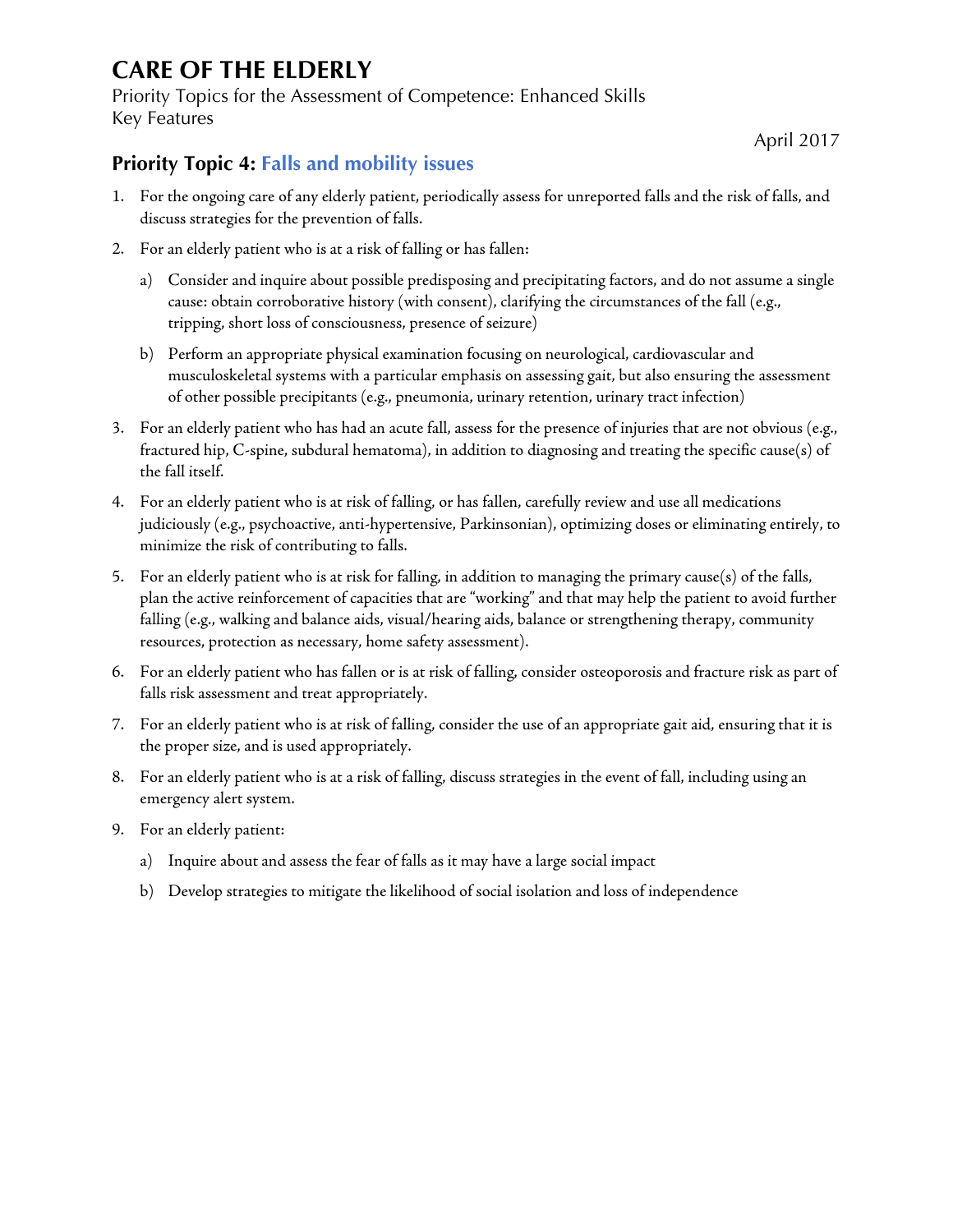# CARE OF THE ELDERLY

Priority Topics for the Assessment of Competence: Enhanced Skills
Key Features

April 2017

## Priority Topic 4: Falls and mobility issues

1. For the ongoing care of any elderly patient, periodically assess for unreported falls and the risk of falls, and discuss strategies for the prevention of falls.
2. For an elderly patient who is at a risk of falling or has fallen:
   a) Consider and inquire about possible predisposing and precipitating factors, and do not assume a single cause: obtain corroborative history (with consent), clarifying the circumstances of the fall (e.g., tripping, short loss of consciousness, presence of seizure)
   b) Perform an appropriate physical examination focusing on neurological, cardiovascular and musculoskeletal systems with a particular emphasis on assessing gait, but also ensuring the assessment of other possible precipitants (e.g., pneumonia, urinary retention, urinary tract infection)
3. For an elderly patient who has had an acute fall, assess for the presence of injuries that are not obvious (e.g., fractured hip, C-spine, subdural hematoma), in addition to diagnosing and treating the specific cause(s) of the fall itself.
4. For an elderly patient who is at risk of falling, or has fallen, carefully review and use all medications judiciously (e.g., psychoactive, anti-hypertensive, Parkinsonian), optimizing doses or eliminating entirely, to minimize the risk of contributing to falls.
5. For an elderly patient who is at risk for falling, in addition to managing the primary cause(s) of the falls, plan the active reinforcement of capacities that are "working" and that may help the patient to avoid further falling (e.g., walking and balance aids, visual/hearing aids, balance or strengthening therapy, community resources, protection as necessary, home safety assessment).
6. For an elderly patient who has fallen or is at risk of falling, consider osteoporosis and fracture risk as part of falls risk assessment and treat appropriately.
7. For an elderly patient who is at risk of falling, consider the use of an appropriate gait aid, ensuring that it is the proper size, and is used appropriately.
8. For an elderly patient who is at a risk of falling, discuss strategies in the event of fall, including using an emergency alert system.
9. For an elderly patient:
   a) Inquire about and assess the fear of falls as it may have a large social impact
   b) Develop strategies to mitigate the likelihood of social isolation and loss of independence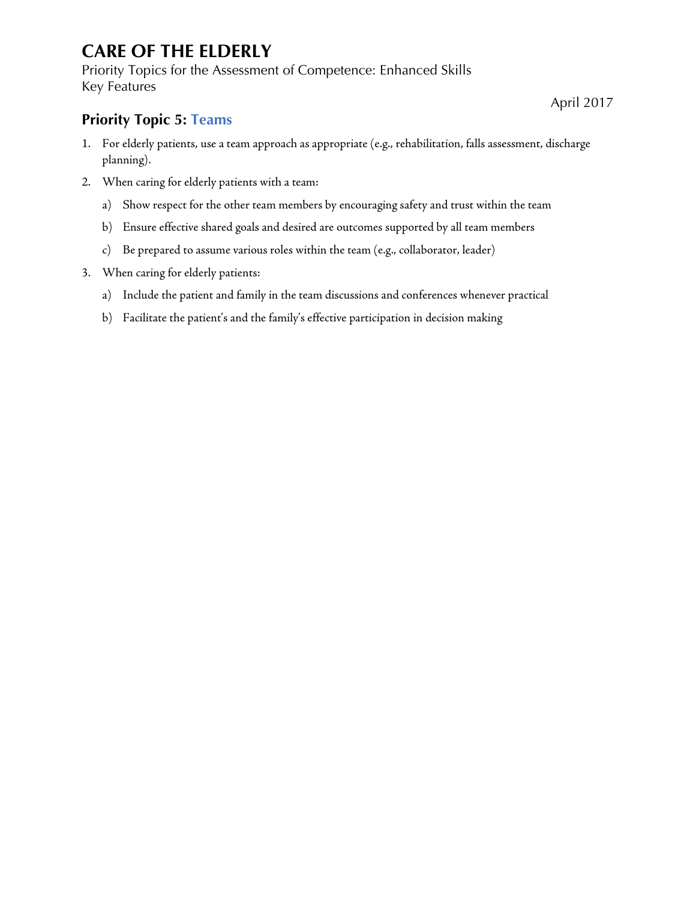# CARE OF THE ELDERLY

Priority Topics for the Assessment of Competence: Enhanced Skills
Key Features

April 2017

## Priority Topic 5: Teams

1. For elderly patients, use a team approach as appropriate (e.g., rehabilitation, falls assessment, discharge planning).
2. When caring for elderly patients with a team:
   a) Show respect for the other team members by encouraging safety and trust within the team
   b) Ensure effective shared goals and desired are outcomes supported by all team members
   c) Be prepared to assume various roles within the team (e.g., collaborator, leader)
3. When caring for elderly patients:
   a) Include the patient and family in the team discussions and conferences whenever practical
   b) Facilitate the patient's and the family's effective participation in decision making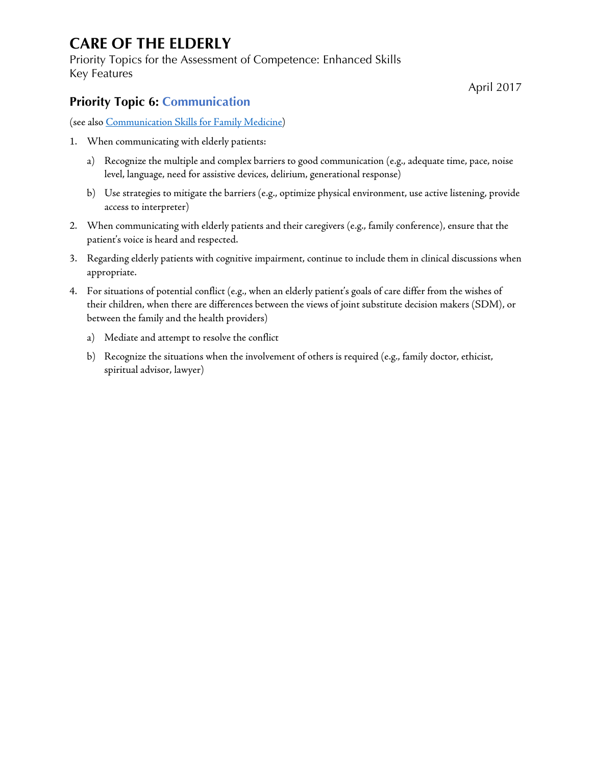# CARE OF THE ELDERLY

Priority Topics for the Assessment of Competence: Enhanced Skills
Key Features

April 2017

## Priority Topic 6: Communication

(see also Communication Skills for Family Medicine)

1. When communicating with elderly patients:
   a) Recognize the multiple and complex barriers to good communication (e.g., adequate time, pace, noise level, language, need for assistive devices, delirium, generational response)
   b) Use strategies to mitigate the barriers (e.g., optimize physical environment, use active listening, provide access to interpreter)
2. When communicating with elderly patients and their caregivers (e.g., family conference), ensure that the patient's voice is heard and respected.
3. Regarding elderly patients with cognitive impairment, continue to include them in clinical discussions when appropriate.
4. For situations of potential conflict (e.g., when an elderly patient's goals of care differ from the wishes of their children, when there are differences between the views of joint substitute decision makers (SDM), or between the family and the health providers)
   a) Mediate and attempt to resolve the conflict
   b) Recognize the situations when the involvement of others is required (e.g., family doctor, ethicist, spiritual advisor, lawyer)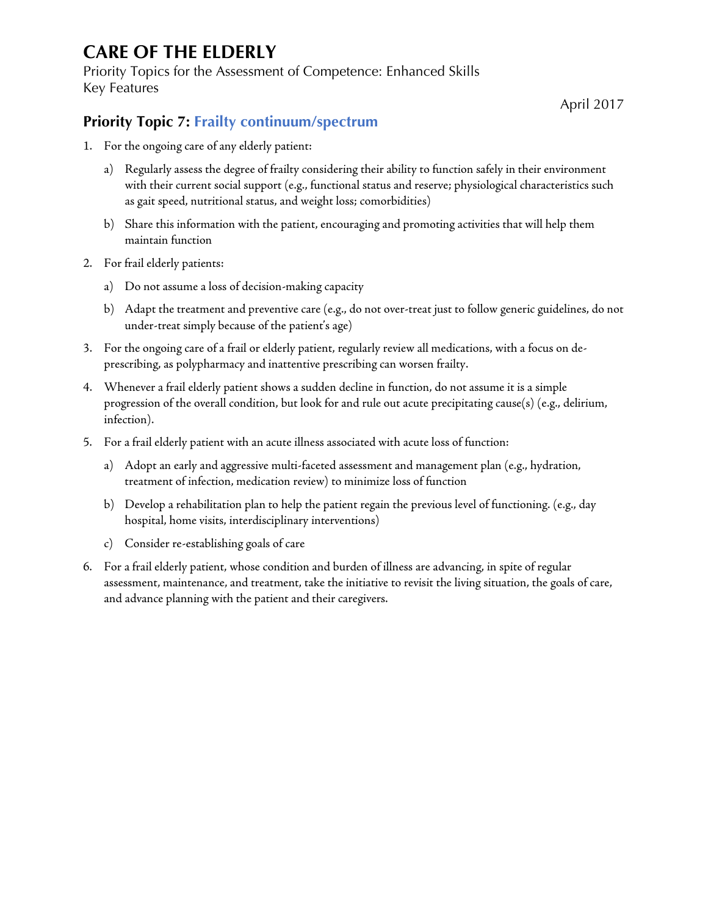# CARE OF THE ELDERLY

Priority Topics for the Assessment of Competence: Enhanced Skills
Key Features

April 2017

## Priority Topic 7: Frailty continuum/spectrum

1. For the ongoing care of any elderly patient:
   a) Regularly assess the degree of frailty considering their ability to function safely in their environment with their current social support (e.g., functional status and reserve; physiological characteristics such as gait speed, nutritional status, and weight loss; comorbidities)
   b) Share this information with the patient, encouraging and promoting activities that will help them maintain function
2. For frail elderly patients:
   a) Do not assume a loss of decision-making capacity
   b) Adapt the treatment and preventive care (e.g., do not over-treat just to follow generic guidelines, do not under-treat simply because of the patient's age)
3. For the ongoing care of a frail or elderly patient, regularly review all medications, with a focus on de-prescribing, as polypharmacy and inattentive prescribing can worsen frailty.
4. Whenever a frail elderly patient shows a sudden decline in function, do not assume it is a simple progression of the overall condition, but look for and rule out acute precipitating cause(s) (e.g., delirium, infection).
5. For a frail elderly patient with an acute illness associated with acute loss of function:
   a) Adopt an early and aggressive multi-faceted assessment and management plan (e.g., hydration, treatment of infection, medication review) to minimize loss of function
   b) Develop a rehabilitation plan to help the patient regain the previous level of functioning. (e.g., day hospital, home visits, interdisciplinary interventions)
   c) Consider re-establishing goals of care
6. For a frail elderly patient, whose condition and burden of illness are advancing, in spite of regular assessment, maintenance, and treatment, take the initiative to revisit the living situation, the goals of care, and advance planning with the patient and their caregivers.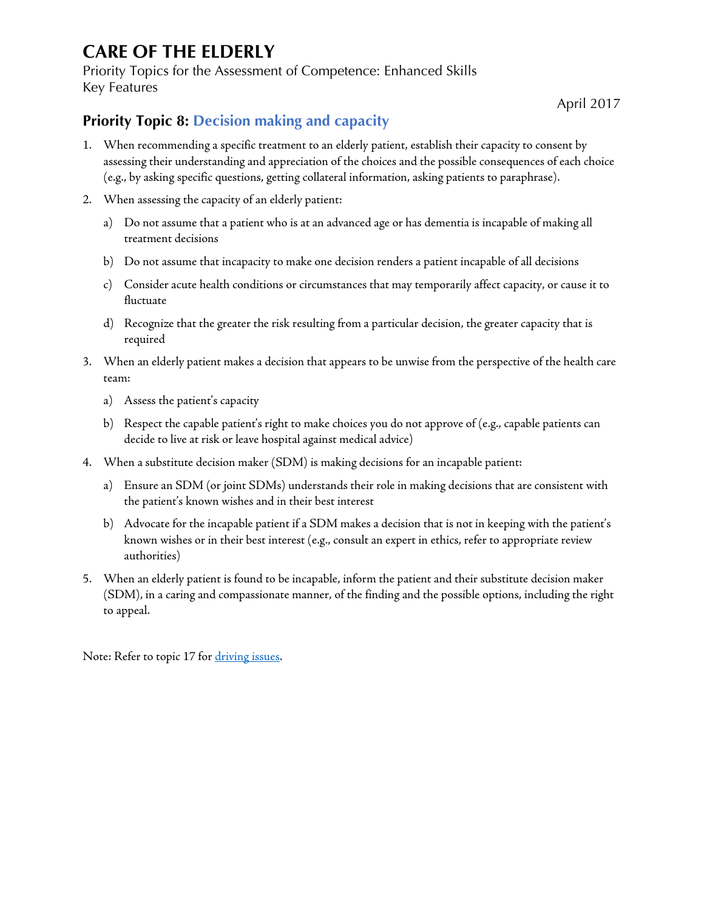# CARE OF THE ELDERLY

Priority Topics for the Assessment of Competence: Enhanced Skills
Key Features

April 2017

## Priority Topic 8: Decision making and capacity

1. When recommending a specific treatment to an elderly patient, establish their capacity to consent by assessing their understanding and appreciation of the choices and the possible consequences of each choice (e.g., by asking specific questions, getting collateral information, asking patients to paraphrase).
2. When assessing the capacity of an elderly patient:
   a) Do not assume that a patient who is at an advanced age or has dementia is incapable of making all treatment decisions
   b) Do not assume that incapacity to make one decision renders a patient incapable of all decisions
   c) Consider acute health conditions or circumstances that may temporarily affect capacity, or cause it to fluctuate
   d) Recognize that the greater the risk resulting from a particular decision, the greater capacity that is required
3. When an elderly patient makes a decision that appears to be unwise from the perspective of the health care team:
   a) Assess the patient's capacity
   b) Respect the capable patient's right to make choices you do not approve of (e.g., capable patients can decide to live at risk or leave hospital against medical advice)
4. When a substitute decision maker (SDM) is making decisions for an incapable patient:
   a) Ensure an SDM (or joint SDMs) understands their role in making decisions that are consistent with the patient's known wishes and in their best interest
   b) Advocate for the incapable patient if a SDM makes a decision that is not in keeping with the patient's known wishes or in their best interest (e.g., consult an expert in ethics, refer to appropriate review authorities)
5. When an elderly patient is found to be incapable, inform the patient and their substitute decision maker (SDM), in a caring and compassionate manner, of the finding and the possible options, including the right to appeal.

Note: Refer to topic 17 for driving issues.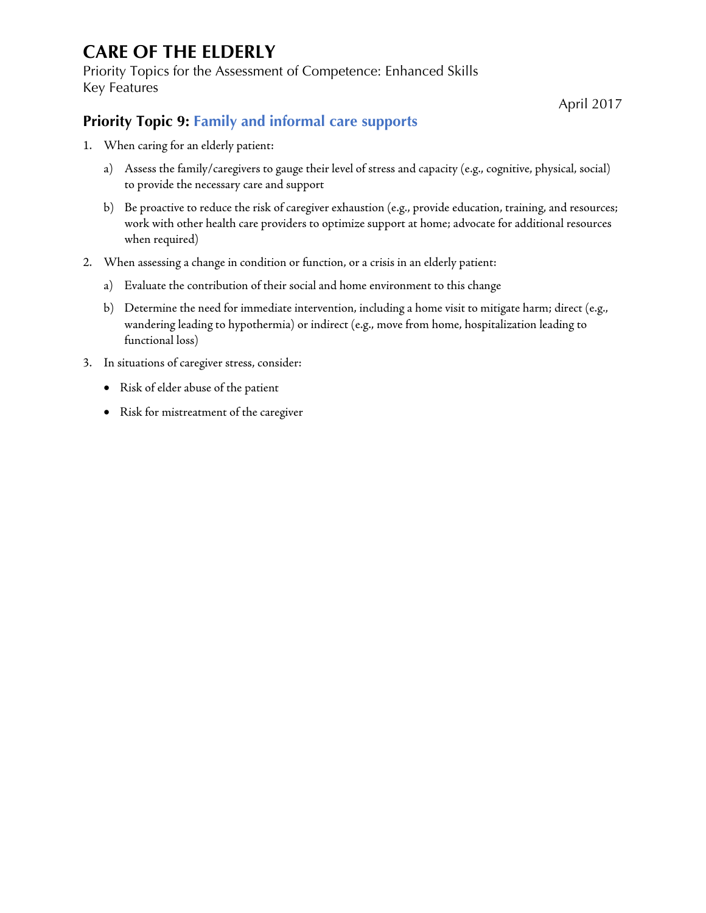# CARE OF THE ELDERLY

Priority Topics for the Assessment of Competence: Enhanced Skills
Key Features

April 2017

## Priority Topic 9: Family and informal care supports

1. When caring for an elderly patient:

   a) Assess the family/caregivers to gauge their level of stress and capacity (e.g., cognitive, physical, social) to provide the necessary care and support

   b) Be proactive to reduce the risk of caregiver exhaustion (e.g., provide education, training, and resources; work with other health care providers to optimize support at home; advocate for additional resources when required)

2. When assessing a change in condition or function, or a crisis in an elderly patient:

   a) Evaluate the contribution of their social and home environment to this change

   b) Determine the need for immediate intervention, including a home visit to mitigate harm; direct (e.g., wandering leading to hypothermia) or indirect (e.g., move from home, hospitalization leading to functional loss)

3. In situations of caregiver stress, consider:

   - Risk of elder abuse of the patient
   - Risk for mistreatment of the caregiver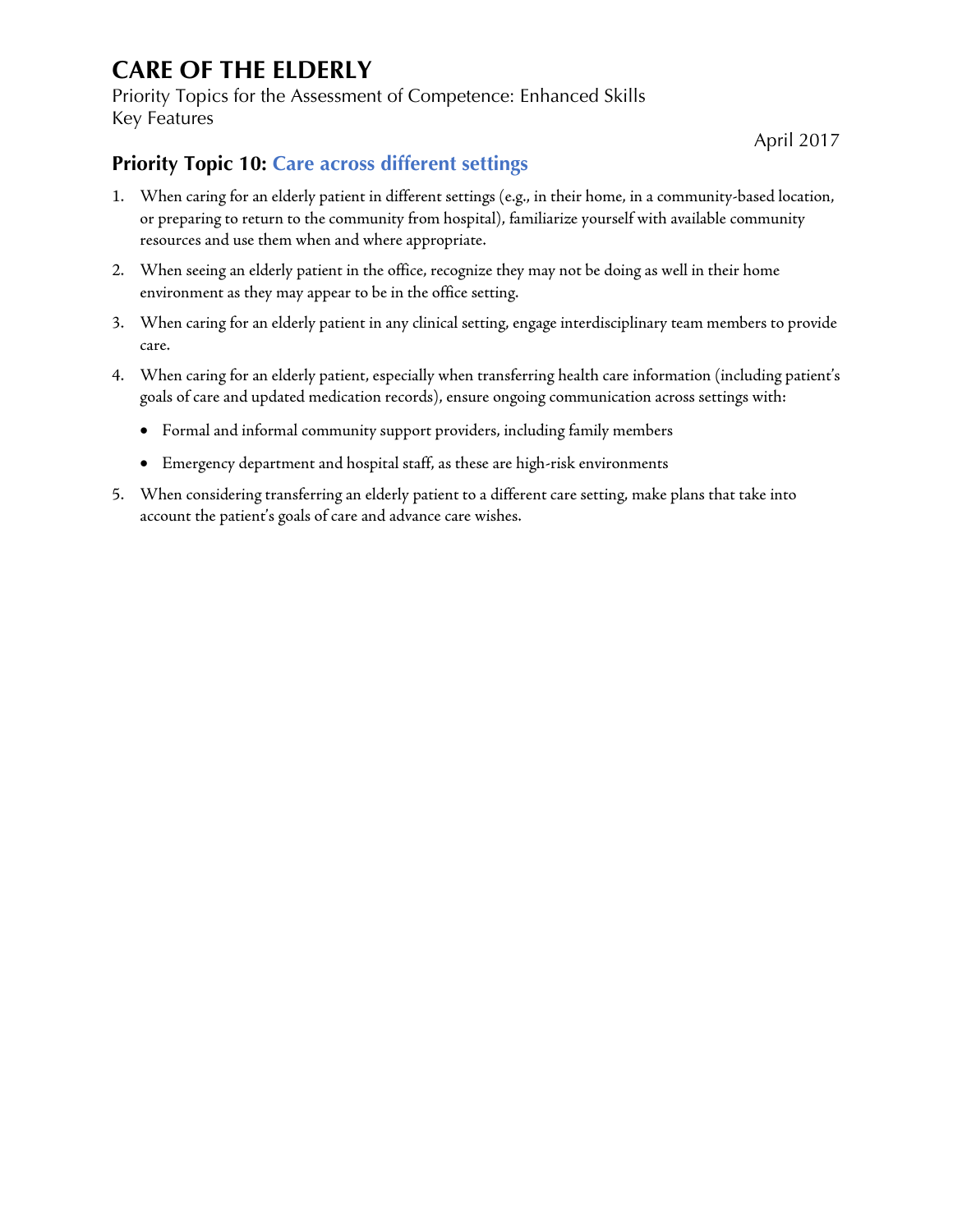# CARE OF THE ELDERLY

Priority Topics for the Assessment of Competence: Enhanced Skills
Key Features

April 2017

## Priority Topic 10: Care across different settings

1. When caring for an elderly patient in different settings (e.g., in their home, in a community-based location, or preparing to return to the community from hospital), familiarize yourself with available community resources and use them when and where appropriate.
2. When seeing an elderly patient in the office, recognize they may not be doing as well in their home environment as they may appear to be in the office setting.
3. When caring for an elderly patient in any clinical setting, engage interdisciplinary team members to provide care.
4. When caring for an elderly patient, especially when transferring health care information (including patient's goals of care and updated medication records), ensure ongoing communication across settings with:
   - Formal and informal community support providers, including family members
   - Emergency department and hospital staff, as these are high-risk environments
5. When considering transferring an elderly patient to a different care setting, make plans that take into account the patient's goals of care and advance care wishes.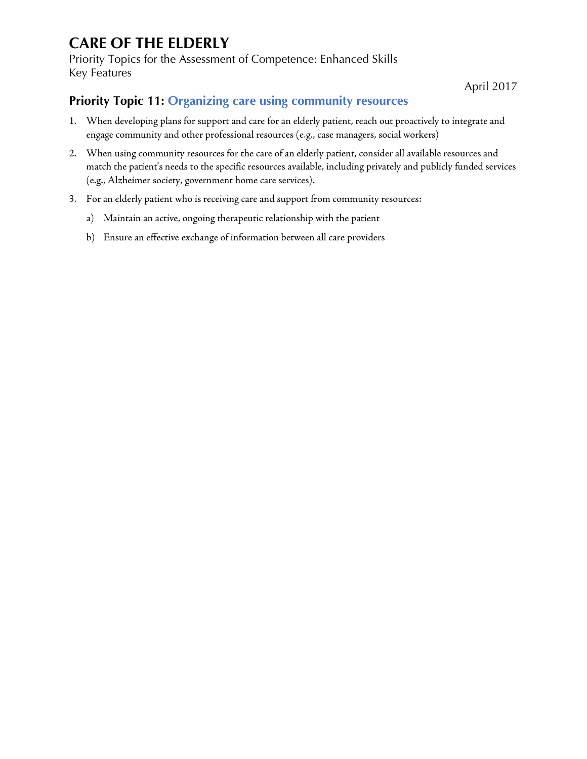# CARE OF THE ELDERLY

Priority Topics for the Assessment of Competence: Enhanced Skills
Key Features

April 2017

## Priority Topic 11: Organizing care using community resources

1. When developing plans for support and care for an elderly patient, reach out proactively to integrate and engage community and other professional resources (e.g., case managers, social workers)
2. When using community resources for the care of an elderly patient, consider all available resources and match the patient's needs to the specific resources available, including privately and publicly funded services (e.g., Alzheimer society, government home care services).
3. For an elderly patient who is receiving care and support from community resources:
   a) Maintain an active, ongoing therapeutic relationship with the patient
   b) Ensure an effective exchange of information between all care providers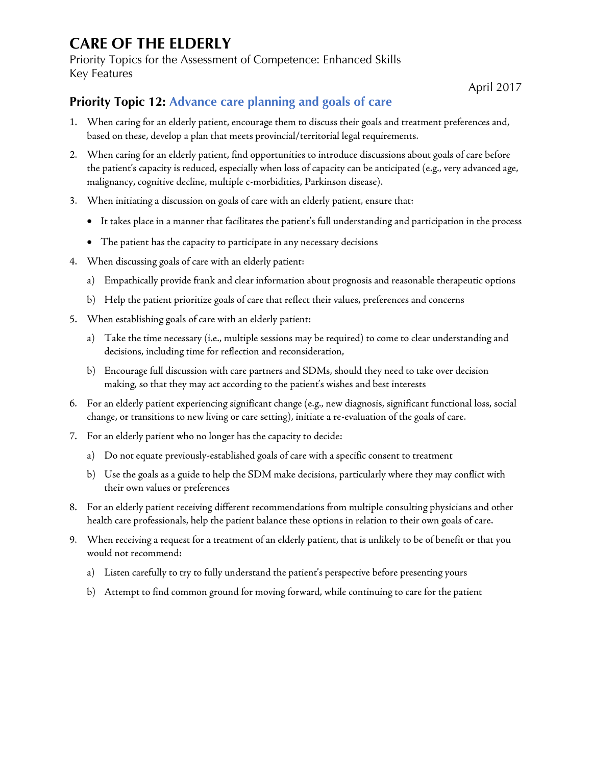# CARE OF THE ELDERLY

Priority Topics for the Assessment of Competence: Enhanced Skills
Key Features

April 2017

## Priority Topic 12: Advance care planning and goals of care

1. When caring for an elderly patient, encourage them to discuss their goals and treatment preferences and, based on these, develop a plan that meets provincial/territorial legal requirements.
2. When caring for an elderly patient, find opportunities to introduce discussions about goals of care before the patient's capacity is reduced, especially when loss of capacity can be anticipated (e.g., very advanced age, malignancy, cognitive decline, multiple c-morbidities, Parkinson disease).
3. When initiating a discussion on goals of care with an elderly patient, ensure that:
   - It takes place in a manner that facilitates the patient's full understanding and participation in the process
   - The patient has the capacity to participate in any necessary decisions
4. When discussing goals of care with an elderly patient:
   a) Empathically provide frank and clear information about prognosis and reasonable therapeutic options
   b) Help the patient prioritize goals of care that reflect their values, preferences and concerns
5. When establishing goals of care with an elderly patient:
   a) Take the time necessary (i.e., multiple sessions may be required) to come to clear understanding and decisions, including time for reflection and reconsideration,
   b) Encourage full discussion with care partners and SDMs, should they need to take over decision making, so that they may act according to the patient's wishes and best interests
6. For an elderly patient experiencing significant change (e.g., new diagnosis, significant functional loss, social change, or transitions to new living or care setting), initiate a re-evaluation of the goals of care.
7. For an elderly patient who no longer has the capacity to decide:
   a) Do not equate previously-established goals of care with a specific consent to treatment
   b) Use the goals as a guide to help the SDM make decisions, particularly where they may conflict with their own values or preferences
8. For an elderly patient receiving different recommendations from multiple consulting physicians and other health care professionals, help the patient balance these options in relation to their own goals of care.
9. When receiving a request for a treatment of an elderly patient, that is unlikely to be of benefit or that you would not recommend:
   a) Listen carefully to try to fully understand the patient's perspective before presenting yours
   b) Attempt to find common ground for moving forward, while continuing to care for the patient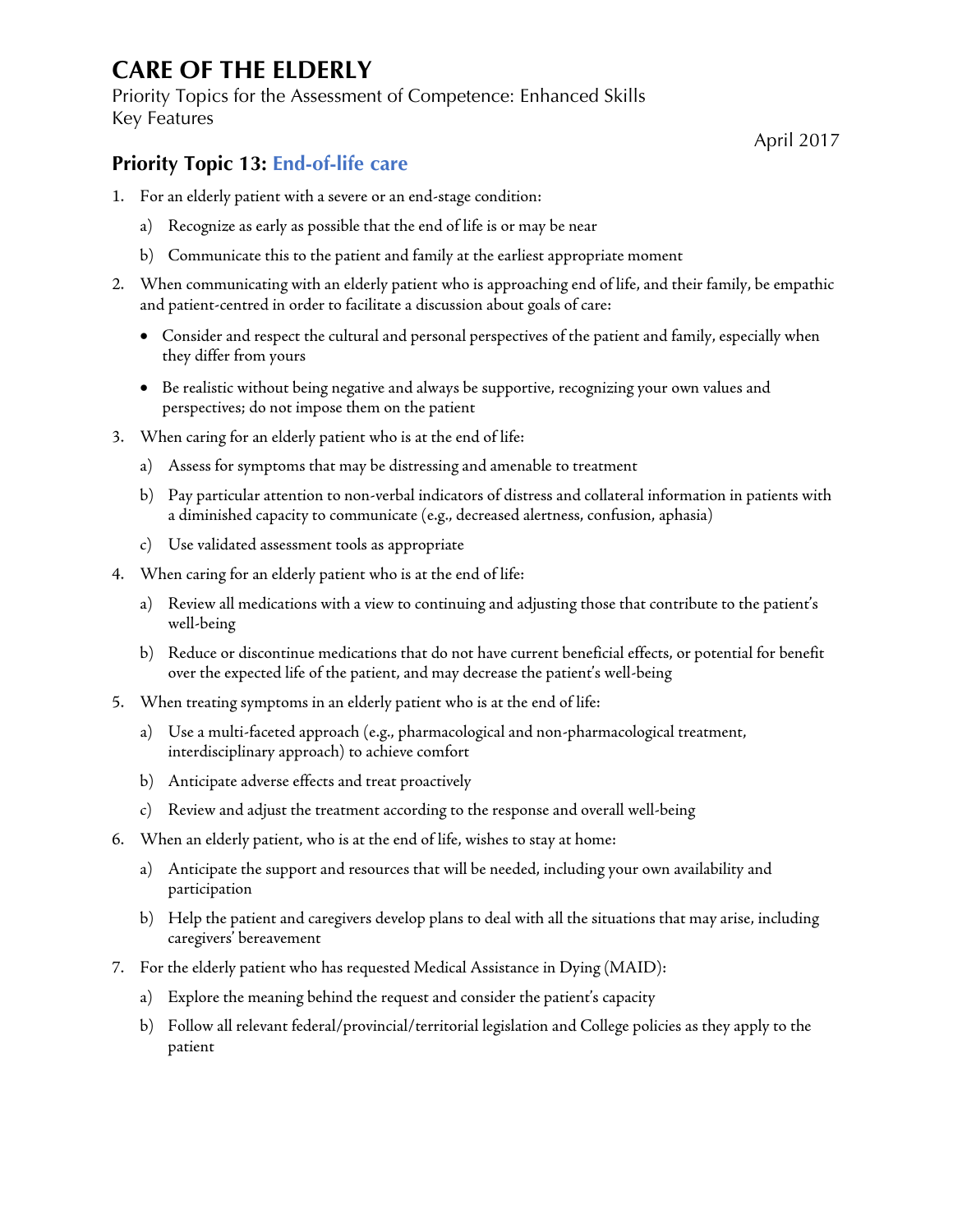# CARE OF THE ELDERLY

Priority Topics for the Assessment of Competence: Enhanced Skills
Key Features

April 2017

## Priority Topic 13: End-of-life care

1. For an elderly patient with a severe or an end-stage condition:
   a) Recognize as early as possible that the end of life is or may be near
   b) Communicate this to the patient and family at the earliest appropriate moment
2. When communicating with an elderly patient who is approaching end of life, and their family, be empathic and patient-centred in order to facilitate a discussion about goals of care:
   - Consider and respect the cultural and personal perspectives of the patient and family, especially when they differ from yours
   - Be realistic without being negative and always be supportive, recognizing your own values and perspectives; do not impose them on the patient
3. When caring for an elderly patient who is at the end of life:
   a) Assess for symptoms that may be distressing and amenable to treatment
   b) Pay particular attention to non-verbal indicators of distress and collateral information in patients with a diminished capacity to communicate (e.g., decreased alertness, confusion, aphasia)
   c) Use validated assessment tools as appropriate
4. When caring for an elderly patient who is at the end of life:
   a) Review all medications with a view to continuing and adjusting those that contribute to the patient's well-being
   b) Reduce or discontinue medications that do not have current beneficial effects, or potential for benefit over the expected life of the patient, and may decrease the patient's well-being
5. When treating symptoms in an elderly patient who is at the end of life:
   a) Use a multi-faceted approach (e.g., pharmacological and non-pharmacological treatment, interdisciplinary approach) to achieve comfort
   b) Anticipate adverse effects and treat proactively
   c) Review and adjust the treatment according to the response and overall well-being
6. When an elderly patient, who is at the end of life, wishes to stay at home:
   a) Anticipate the support and resources that will be needed, including your own availability and participation
   b) Help the patient and caregivers develop plans to deal with all the situations that may arise, including caregivers' bereavement
7. For the elderly patient who has requested Medical Assistance in Dying (MAID):
   a) Explore the meaning behind the request and consider the patient's capacity
   b) Follow all relevant federal/provincial/territorial legislation and College policies as they apply to the patient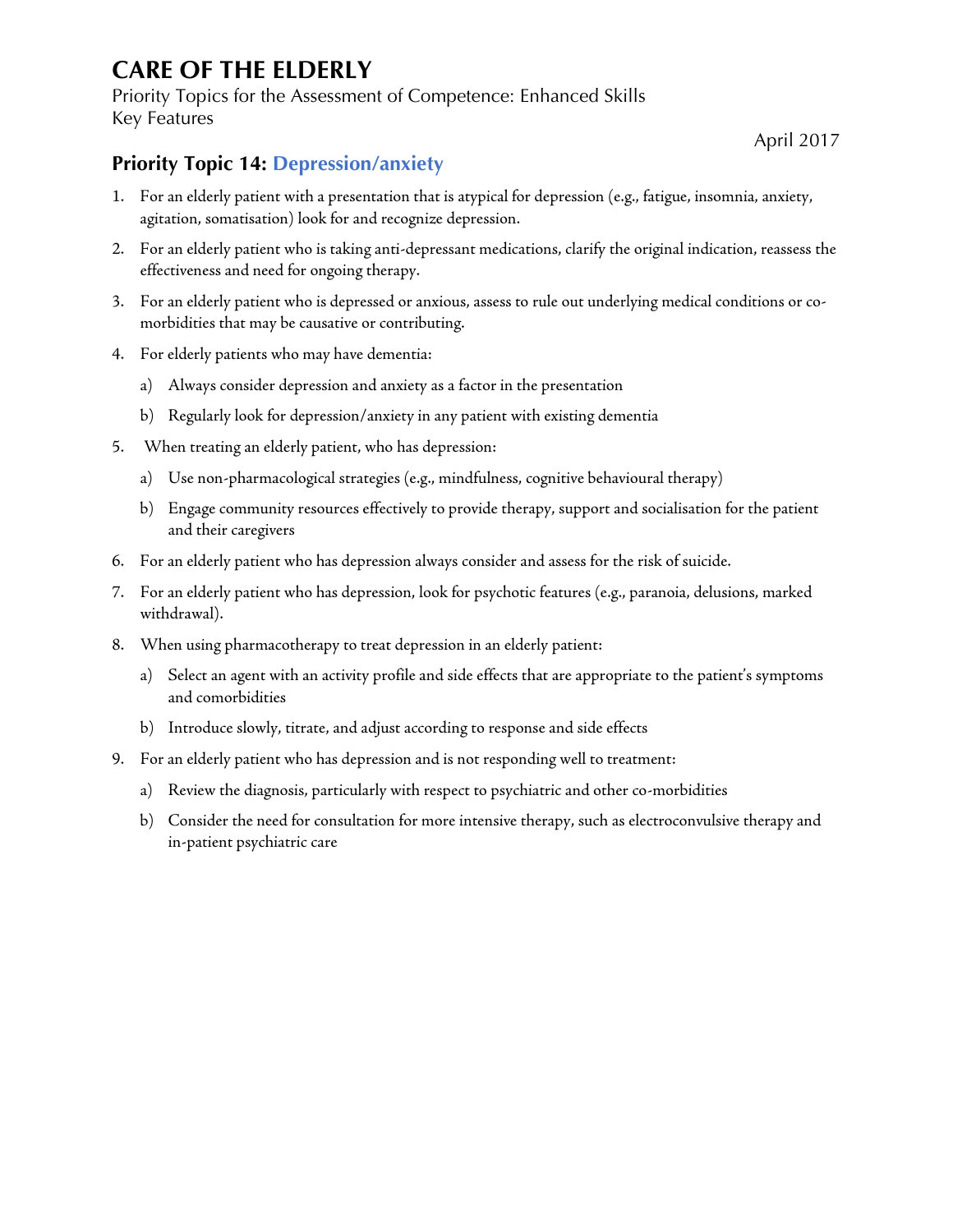# CARE OF THE ELDERLY

Priority Topics for the Assessment of Competence: Enhanced Skills
Key Features

April 2017

## Priority Topic 14: Depression/anxiety

1. For an elderly patient with a presentation that is atypical for depression (e.g., fatigue, insomnia, anxiety, agitation, somatisation) look for and recognize depression.
2. For an elderly patient who is taking anti-depressant medications, clarify the original indication, reassess the effectiveness and need for ongoing therapy.
3. For an elderly patient who is depressed or anxious, assess to rule out underlying medical conditions or co-morbidities that may be causative or contributing.
4. For elderly patients who may have dementia:
   a) Always consider depression and anxiety as a factor in the presentation
   b) Regularly look for depression/anxiety in any patient with existing dementia
5. When treating an elderly patient, who has depression:
   a) Use non-pharmacological strategies (e.g., mindfulness, cognitive behavioural therapy)
   b) Engage community resources effectively to provide therapy, support and socialisation for the patient and their caregivers
6. For an elderly patient who has depression always consider and assess for the risk of suicide.
7. For an elderly patient who has depression, look for psychotic features (e.g., paranoia, delusions, marked withdrawal).
8. When using pharmacotherapy to treat depression in an elderly patient:
   a) Select an agent with an activity profile and side effects that are appropriate to the patient's symptoms and comorbidities
   b) Introduce slowly, titrate, and adjust according to response and side effects
9. For an elderly patient who has depression and is not responding well to treatment:
   a) Review the diagnosis, particularly with respect to psychiatric and other co-morbidities
   b) Consider the need for consultation for more intensive therapy, such as electroconvulsive therapy and in-patient psychiatric care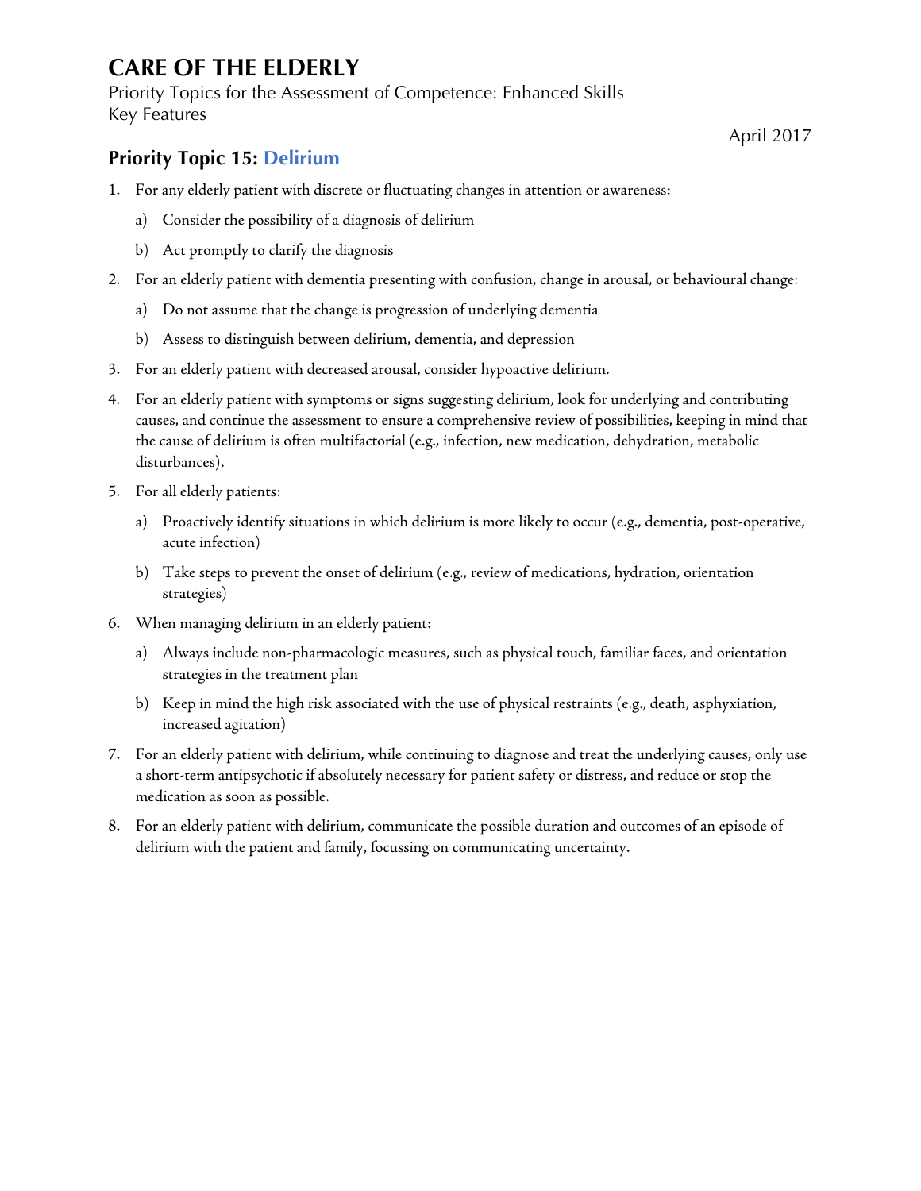# CARE OF THE ELDERLY

Priority Topics for the Assessment of Competence: Enhanced Skills
Key Features

April 2017

## Priority Topic 15: Delirium

1. For any elderly patient with discrete or fluctuating changes in attention or awareness:
   a) Consider the possibility of a diagnosis of delirium
   b) Act promptly to clarify the diagnosis
2. For an elderly patient with dementia presenting with confusion, change in arousal, or behavioural change:
   a) Do not assume that the change is progression of underlying dementia
   b) Assess to distinguish between delirium, dementia, and depression
3. For an elderly patient with decreased arousal, consider hypoactive delirium.
4. For an elderly patient with symptoms or signs suggesting delirium, look for underlying and contributing causes, and continue the assessment to ensure a comprehensive review of possibilities, keeping in mind that the cause of delirium is often multifactorial (e.g., infection, new medication, dehydration, metabolic disturbances).
5. For all elderly patients:
   a) Proactively identify situations in which delirium is more likely to occur (e.g., dementia, post-operative, acute infection)
   b) Take steps to prevent the onset of delirium (e.g., review of medications, hydration, orientation strategies)
6. When managing delirium in an elderly patient:
   a) Always include non-pharmacologic measures, such as physical touch, familiar faces, and orientation strategies in the treatment plan
   b) Keep in mind the high risk associated with the use of physical restraints (e.g., death, asphyxiation, increased agitation)
7. For an elderly patient with delirium, while continuing to diagnose and treat the underlying causes, only use a short-term antipsychotic if absolutely necessary for patient safety or distress, and reduce or stop the medication as soon as possible.
8. For an elderly patient with delirium, communicate the possible duration and outcomes of an episode of delirium with the patient and family, focussing on communicating uncertainty.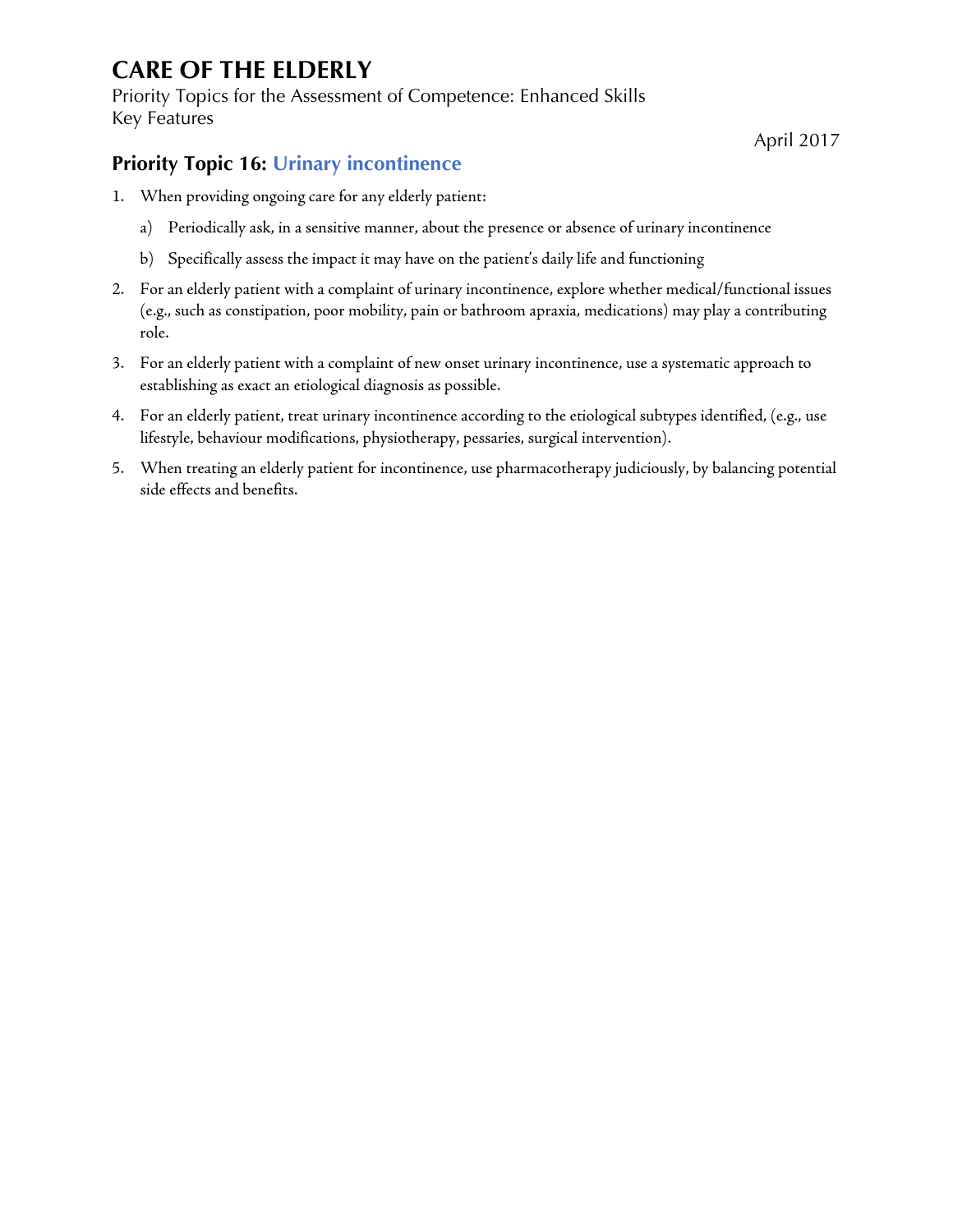# CARE OF THE ELDERLY

Priority Topics for the Assessment of Competence: Enhanced Skills
Key Features

April 2017

## Priority Topic 16: Urinary incontinence

1. When providing ongoing care for any elderly patient:
   a) Periodically ask, in a sensitive manner, about the presence or absence of urinary incontinence
   b) Specifically assess the impact it may have on the patient's daily life and functioning
2. For an elderly patient with a complaint of urinary incontinence, explore whether medical/functional issues (e.g., such as constipation, poor mobility, pain or bathroom apraxia, medications) may play a contributing role.
3. For an elderly patient with a complaint of new onset urinary incontinence, use a systematic approach to establishing as exact an etiological diagnosis as possible.
4. For an elderly patient, treat urinary incontinence according to the etiological subtypes identified, (e.g., use lifestyle, behaviour modifications, physiotherapy, pessaries, surgical intervention).
5. When treating an elderly patient for incontinence, use pharmacotherapy judiciously, by balancing potential side effects and benefits.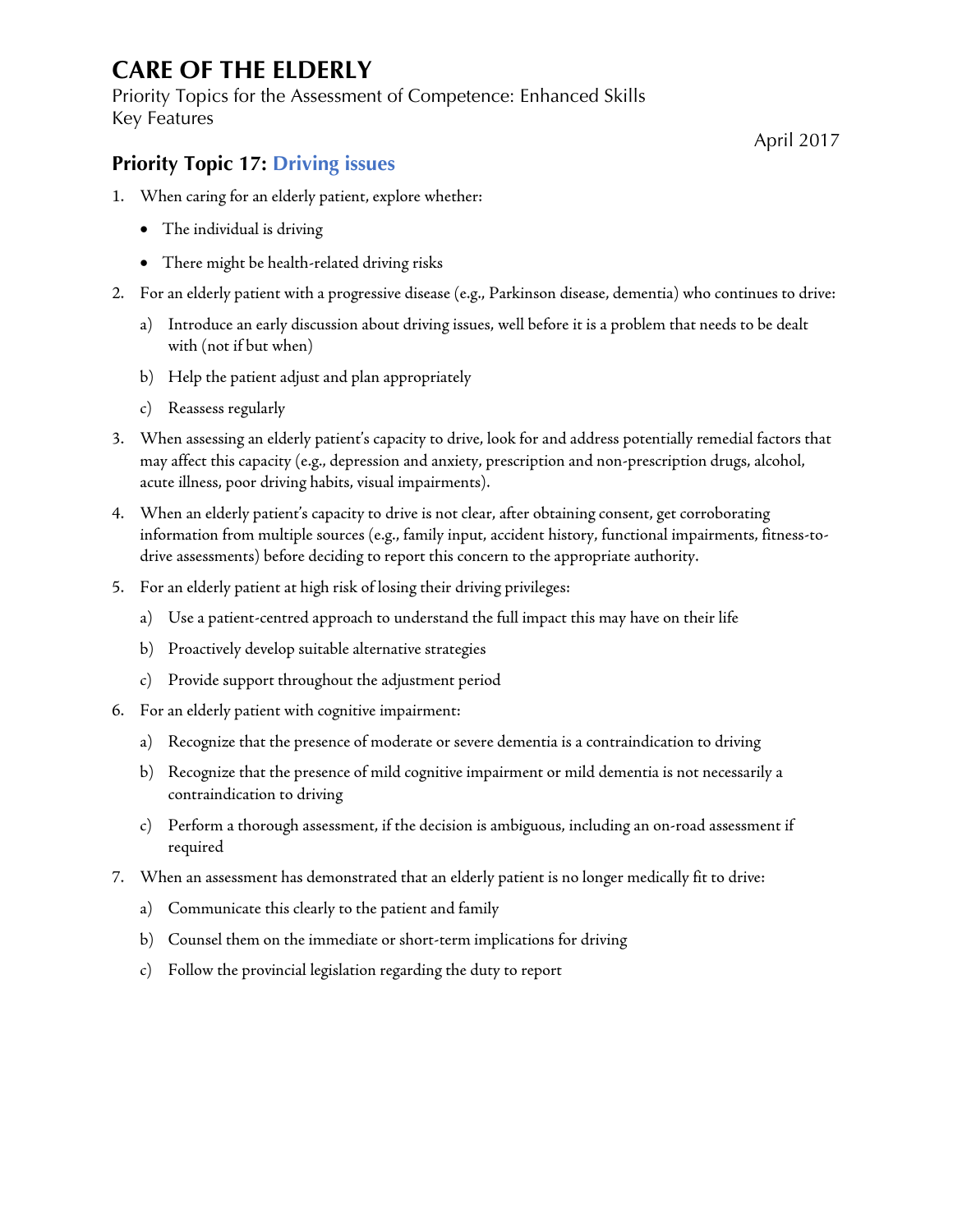# CARE OF THE ELDERLY

Priority Topics for the Assessment of Competence: Enhanced Skills
Key Features

April 2017

## Priority Topic 17: Driving issues

1. When caring for an elderly patient, explore whether:
   - The individual is driving
   - There might be health-related driving risks
2. For an elderly patient with a progressive disease (e.g., Parkinson disease, dementia) who continues to drive:
   a) Introduce an early discussion about driving issues, well before it is a problem that needs to be dealt with (not if but when)
   b) Help the patient adjust and plan appropriately
   c) Reassess regularly
3. When assessing an elderly patient's capacity to drive, look for and address potentially remedial factors that may affect this capacity (e.g., depression and anxiety, prescription and non-prescription drugs, alcohol, acute illness, poor driving habits, visual impairments).
4. When an elderly patient's capacity to drive is not clear, after obtaining consent, get corroborating information from multiple sources (e.g., family input, accident history, functional impairments, fitness-to-drive assessments) before deciding to report this concern to the appropriate authority.
5. For an elderly patient at high risk of losing their driving privileges:
   a) Use a patient-centred approach to understand the full impact this may have on their life
   b) Proactively develop suitable alternative strategies
   c) Provide support throughout the adjustment period
6. For an elderly patient with cognitive impairment:
   a) Recognize that the presence of moderate or severe dementia is a contraindication to driving
   b) Recognize that the presence of mild cognitive impairment or mild dementia is not necessarily a contraindication to driving
   c) Perform a thorough assessment, if the decision is ambiguous, including an on-road assessment if required
7. When an assessment has demonstrated that an elderly patient is no longer medically fit to drive:
   a) Communicate this clearly to the patient and family
   b) Counsel them on the immediate or short-term implications for driving
   c) Follow the provincial legislation regarding the duty to report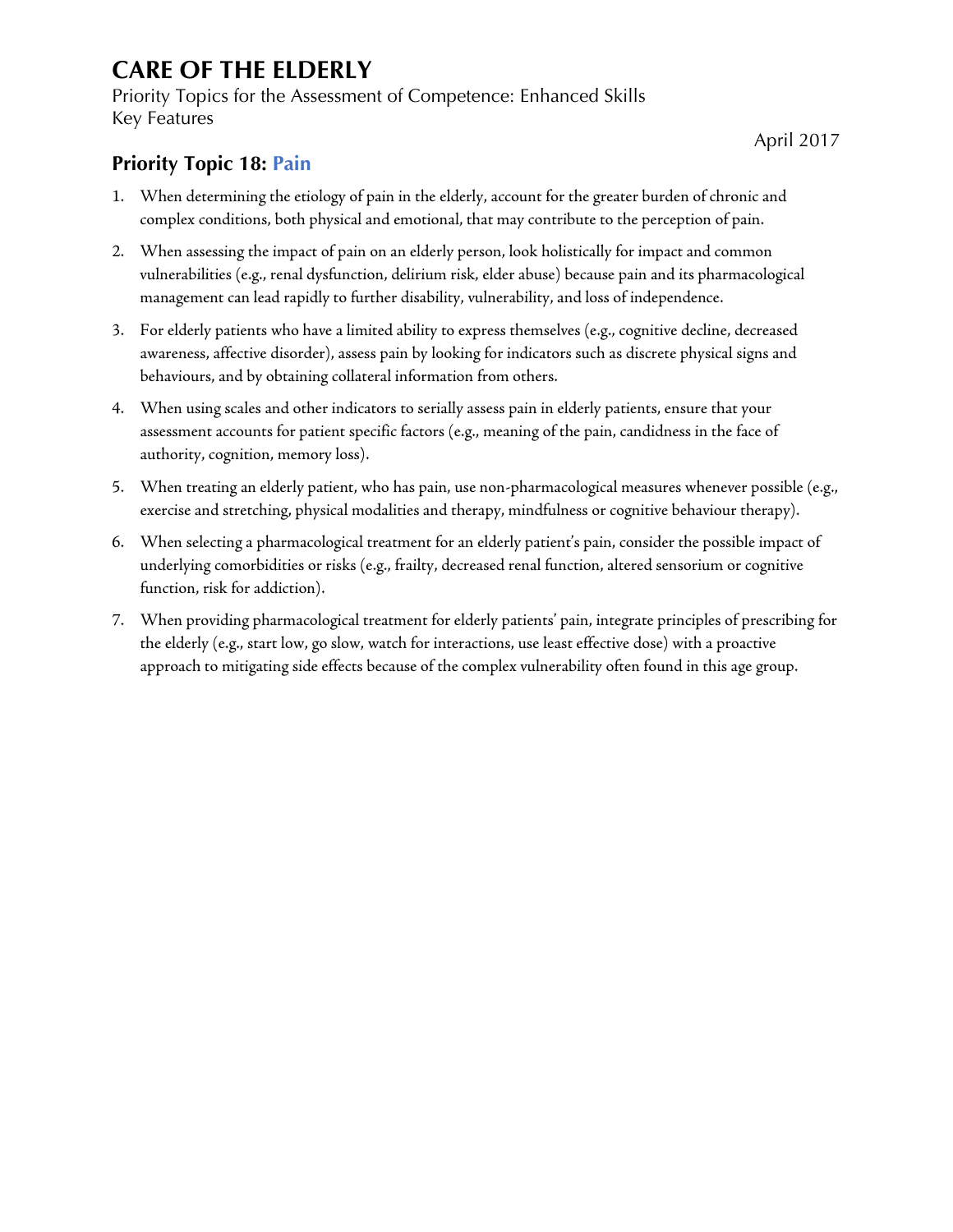# CARE OF THE ELDERLY

Priority Topics for the Assessment of Competence: Enhanced Skills
Key Features

April 2017

## Priority Topic 18: Pain

1. When determining the etiology of pain in the elderly, account for the greater burden of chronic and complex conditions, both physical and emotional, that may contribute to the perception of pain.
2. When assessing the impact of pain on an elderly person, look holistically for impact and common vulnerabilities (e.g., renal dysfunction, delirium risk, elder abuse) because pain and its pharmacological management can lead rapidly to further disability, vulnerability, and loss of independence.
3. For elderly patients who have a limited ability to express themselves (e.g., cognitive decline, decreased awareness, affective disorder), assess pain by looking for indicators such as discrete physical signs and behaviours, and by obtaining collateral information from others.
4. When using scales and other indicators to serially assess pain in elderly patients, ensure that your assessment accounts for patient specific factors (e.g., meaning of the pain, candidness in the face of authority, cognition, memory loss).
5. When treating an elderly patient, who has pain, use non-pharmacological measures whenever possible (e.g., exercise and stretching, physical modalities and therapy, mindfulness or cognitive behaviour therapy).
6. When selecting a pharmacological treatment for an elderly patient's pain, consider the possible impact of underlying comorbidities or risks (e.g., frailty, decreased renal function, altered sensorium or cognitive function, risk for addiction).
7. When providing pharmacological treatment for elderly patients' pain, integrate principles of prescribing for the elderly (e.g., start low, go slow, watch for interactions, use least effective dose) with a proactive approach to mitigating side effects because of the complex vulnerability often found in this age group.